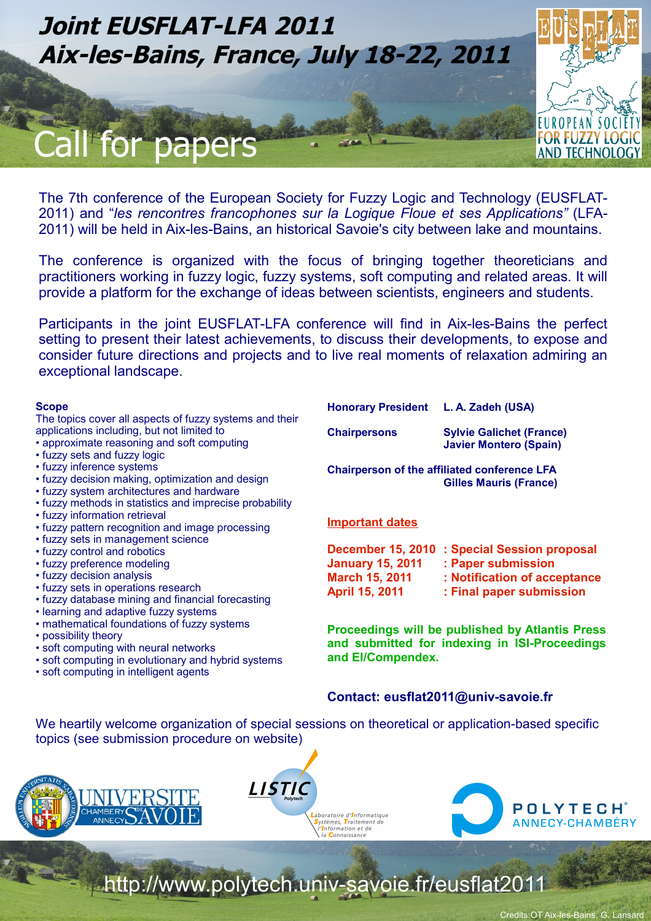# Joint EUSFLAT-LFA 2011
# Aix-les-Bains, France, July 18-22, 2011

## Call for papers

The 7th conference of the European Society for Fuzzy Logic and Technology (EUSFLAT-2011) and "*les rencontres francophones sur la Logique Floue et ses Applications*" (LFA-2011) will be held in Aix-les-Bains, an historical Savoie's city between lake and mountains.

The conference is organized with the focus of bringing together theoreticians and practitioners working in fuzzy logic, fuzzy systems, soft computing and related areas. It will provide a platform for the exchange of ideas between scientists, engineers and students.

Participants in the joint EUSFLAT-LFA conference will find in Aix-les-Bains the perfect setting to present their latest achievements, to discuss their developments, to expose and consider future directions and projects and to live real moments of relaxation admiring an exceptional landscape.

### Scope

The topics cover all aspects of fuzzy systems and their applications including, but not limited to

- approximate reasoning and soft computing
- fuzzy sets and fuzzy logic
- fuzzy inference systems
- fuzzy decision making, optimization and design
- fuzzy system architectures and hardware
- fuzzy methods in statistics and imprecise probability
- fuzzy information retrieval
- fuzzy pattern recognition and image processing
- fuzzy sets in management science
- fuzzy control and robotics
- fuzzy preference modeling
- fuzzy decision analysis
- fuzzy sets in operations research
- fuzzy database mining and financial forecasting
- learning and adaptive fuzzy systems
- mathematical foundations of fuzzy systems
- possibility theory
- soft computing with neural networks
- soft computing in evolutionary and hybrid systems
- soft computing in intelligent agents

**Honorary President** **L. A. Zadeh (USA)**

**Chairpersons** **Sylvie Galichet (France)**, **Javier Montero (Spain)**

**Chairperson of the affiliated conference LFA** **Gilles Mauris (France)**

### Important dates

| | |
|---|---|
| **December 15, 2010** | **: Special Session proposal** |
| **January 15, 2011** | **: Paper submission** |
| **March 15, 2011** | **: Notification of acceptance** |
| **April 15, 2011** | **: Final paper submission** |

**Proceedings will be published by Atlantis Press and submitted for indexing in ISI-Proceedings and EI/Compendex.**

**Contact: eusflat2011@univ-savoie.fr**

We heartily welcome organization of special sessions on theoretical or application-based specific topics (see submission procedure on website)

http://www.polytech.univ-savoie.fr/eusflat2011

Credits:OT Aix-les-Bains, G. Lansard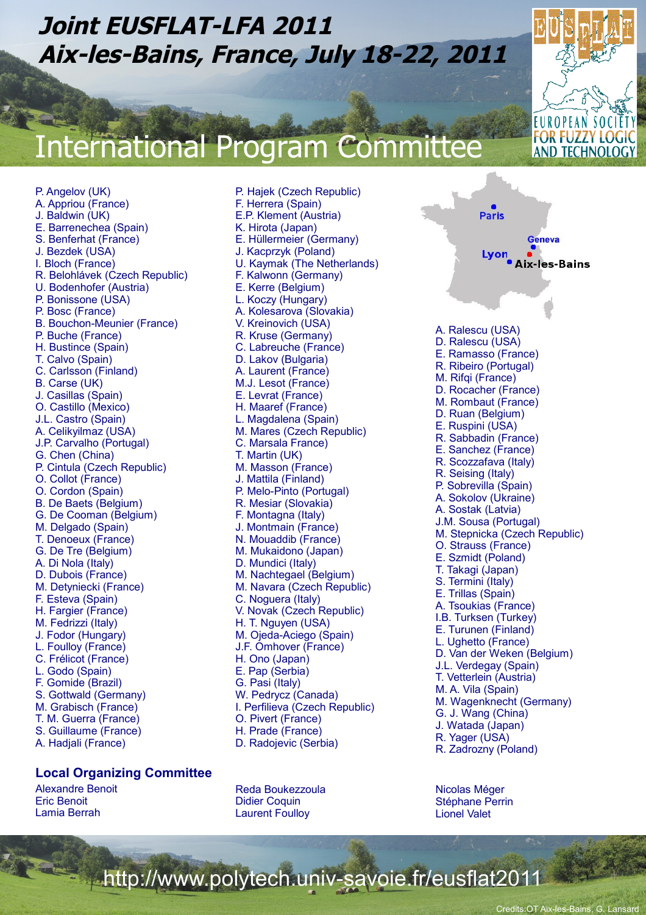# Joint EUSFLAT-LFA 2011
# Aix-les-Bains, France, July 18-22, 2011

EUROPEAN SOCIETY FOR FUZZY LOGIC AND TECHNOLOGY

## International Program Committee

P. Angelov (UK)
A. Appriou (France)
J. Baldwin (UK)
E. Barrenechea (Spain)
S. Benferhat (France)
J. Bezdek (USA)
I. Bloch (France)
R. Belohlávek (Czech Republic)
U. Bodenhofer (Austria)
P. Bonissone (USA)
P. Bosc (France)
B. Bouchon-Meunier (France)
P. Buche (France)
H. Bustince (Spain)
T. Calvo (Spain)
C. Carlsson (Finland)
B. Carse (UK)
J. Casillas (Spain)
O. Castillo (Mexico)
J.L. Castro (Spain)
A. Celikyilmaz (USA)
J.P. Carvalho (Portugal)
G. Chen (China)
P. Cintula (Czech Republic)
O. Collot (France)
O. Cordon (Spain)
B. De Baets (Belgium)
G. De Cooman (Belgium)
M. Delgado (Spain)
T. Denoeux (France)
G. De Tre (Belgium)
A. Di Nola (Italy)
D. Dubois (France)
M. Detyniecki (France)
F. Esteva (Spain)
H. Fargier (France)
M. Fedrizzi (Italy)
J. Fodor (Hungary)
L. Foulloy (France)
C. Frélicot (France)
L. Godo (Spain)
F. Gomide (Brazil)
S. Gottwald (Germany)
M. Grabisch (France)
T. M. Guerra (France)
S. Guillaume (France)
A. Hadjali (France)
P. Hajek (Czech Republic)
F. Herrera (Spain)
E.P. Klement (Austria)
K. Hirota (Japan)
E. Hüllermeier (Germany)
J. Kacprzyk (Poland)
U. Kaymak (The Netherlands)
F. Kalwonn (Germany)
E. Kerre (Belgium)
L. Koczy (Hungary)
A. Kolesarova (Slovakia)
V. Kreinovich (USA)
R. Kruse (Germany)
C. Labreuche (France)
D. Lakov (Bulgaria)
A. Laurent (France)
M.J. Lesot (France)
E. Levrat (France)
H. Maaref (France)
L. Magdalena (Spain)
M. Mares (Czech Republic)
C. Marsala France)
T. Martin (UK)
M. Masson (France)
J. Mattila (Finland)
P. Melo-Pinto (Portugal)
R. Mesiar (Slovakia)
F. Montagna (Italy)
J. Montmain (France)
N. Mouaddib (France)
M. Mukaidono (Japan)
D. Mundici (Italy)
M. Nachtegael (Belgium)
M. Navara (Czech Republic)
C. Noguera (Italy)
V. Novak (Czech Republic)
H. T. Nguyen (USA)
M. Ojeda-Aciego (Spain)
J.F. Omhover (France)
H. Ono (Japan)
E. Pap (Serbia)
G. Pasi (Italy)
W. Pedrycz (Canada)
I. Perfilieva (Czech Republic)
O. Pivert (France)
H. Prade (France)
D. Radojevic (Serbia)

Paris
Geneva
Lyon
Aix-les-Bains

A. Ralescu (USA)
D. Ralescu (USA)
E. Ramasso (France)
R. Ribeiro (Portugal)
M. Rifqi (France)
D. Rocacher (France)
M. Rombaut (France)
D. Ruan (Belgium)
E. Ruspini (USA)
R. Sabbadin (France)
E. Sanchez (France)
R. Scozzafava (Italy)
R. Seising (Italy)
P. Sobrevilla (Spain)
A. Sokolov (Ukraine)
A. Sostak (Latvia)
J.M. Sousa (Portugal)
M. Stepnicka (Czech Republic)
O. Strauss (France)
E. Szmidt (Poland)
T. Takagi (Japan)
S. Termini (Italy)
E. Trillas (Spain)
A. Tsoukias (France)
I.B. Turksen (Turkey)
E. Turunen (Finland)
L. Ughetto (France)
D. Van der Weken (Belgium)
J.L. Verdegay (Spain)
T. Vetterlein (Austria)
M. A. Vila (Spain)
M. Wagenknecht (Germany)
G. J. Wang (China)
J. Watada (Japan)
R. Yager (USA)
R. Zadrozny (Poland)

## Local Organizing Committee

Alexandre Benoit
Eric Benoit
Lamia Berrah
Reda Boukezzoula
Didier Coquin
Laurent Foulloy
Nicolas Méger
Stéphane Perrin
Lionel Valet

http://www.polytech.univ-savoie.fr/eusflat2011

Credits:OT Aix-les-Bains, G. Lansard